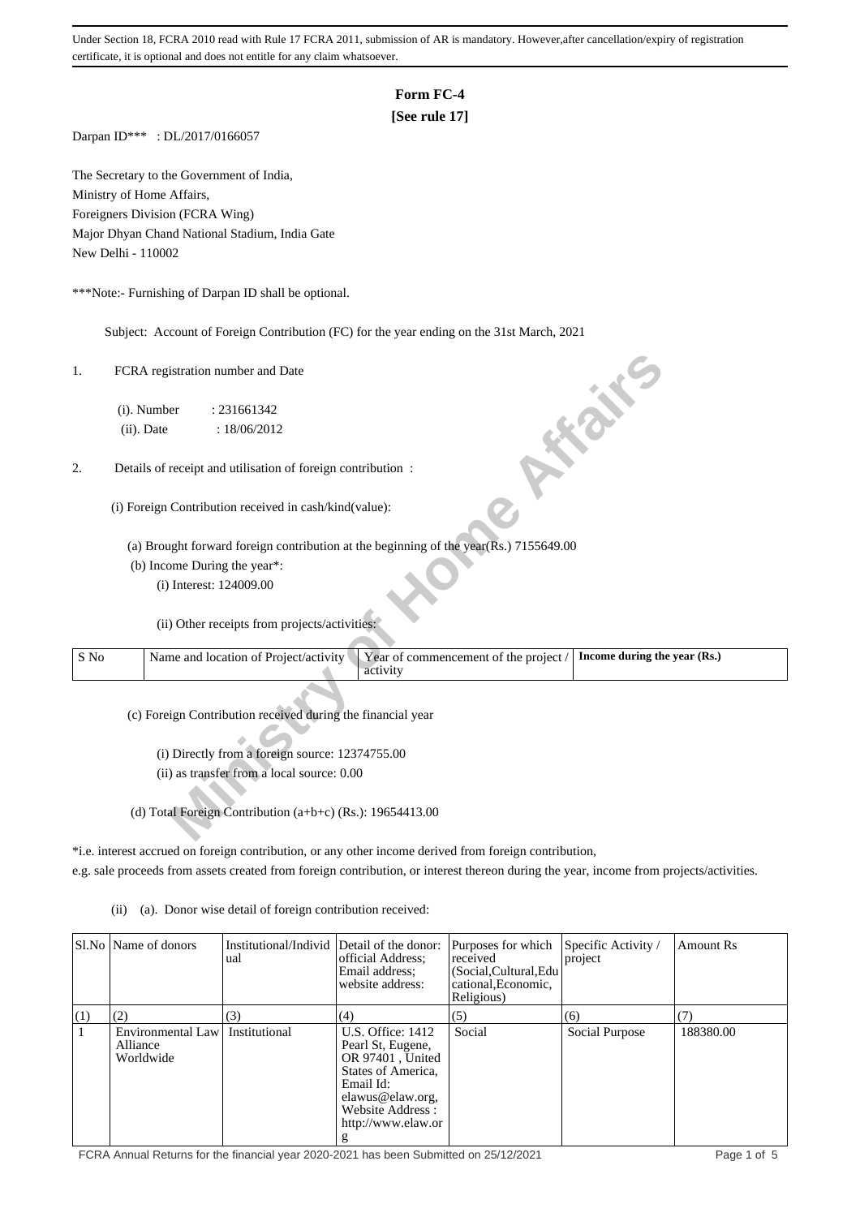Under Section 18, FCRA 2010 read with Rule 17 FCRA 2011, submission of AR is mandatory. However,after cancellation/expiry of registration certificate, it is optional and does not entitle for any claim whatsoever.

# Form FC-4

**[See rule 17]**

Darpan ID*** : DL/2017/0166057

The Secretary to the Government of India,
Ministry of Home Affairs,
Foreigners Division (FCRA Wing)
Major Dhyan Chand National Stadium, India Gate
New Delhi - 110002

***Note:- Furnishing of Darpan ID shall be optional.

Subject: Account of Foreign Contribution (FC) for the year ending on the 31st March, 2021

1. FCRA registration number and Date

   (i). Number : 231661342

   (ii). Date : 18/06/2012

2. Details of receipt and utilisation of foreign contribution :

   (i) Foreign Contribution received in cash/kind(value):

   (a) Brought forward foreign contribution at the beginning of the year(Rs.) 7155649.00

   (b) Income During the year*:

   (i) Interest: 124009.00

   (ii) Other receipts from projects/activities:

| S No | Name and location of Project/activity | Year of commencement of the project / activity | **Income during the year (Rs.)** |
|---|---|---|---|

   (c) Foreign Contribution received during the financial year

   (i) Directly from a foreign source: 12374755.00

   (ii) as transfer from a local source: 0.00

   (d) Total Foreign Contribution (a+b+c) (Rs.): 19654413.00

*i.e. interest accrued on foreign contribution, or any other income derived from foreign contribution, e.g. sale proceeds from assets created from foreign contribution, or interest thereon during the year, income from projects/activities.

(ii) (a). Donor wise detail of foreign contribution received:

| Sl.No | Name of donors | Institutional/Individual | Detail of the donor: official Address; Email address; website address: | Purposes for which received (Social,Cultural,Educational,Economic, Religious) | Specific Activity / project | Amount Rs |
|---|---|---|---|---|---|---|
| (1) | (2) | (3) | (4) | (5) | (6) | (7) |
| 1 | Environmental Law Alliance Worldwide | Institutional | U.S. Office: 1412 Pearl St, Eugene, OR 97401 , United States of America, Email Id: elawus@elaw.org, Website Address : http://www.elaw.org | Social | Social Purpose | 188380.00 |

FCRA Annual Returns for the financial year 2020-2021 has been Submitted on 25/12/2021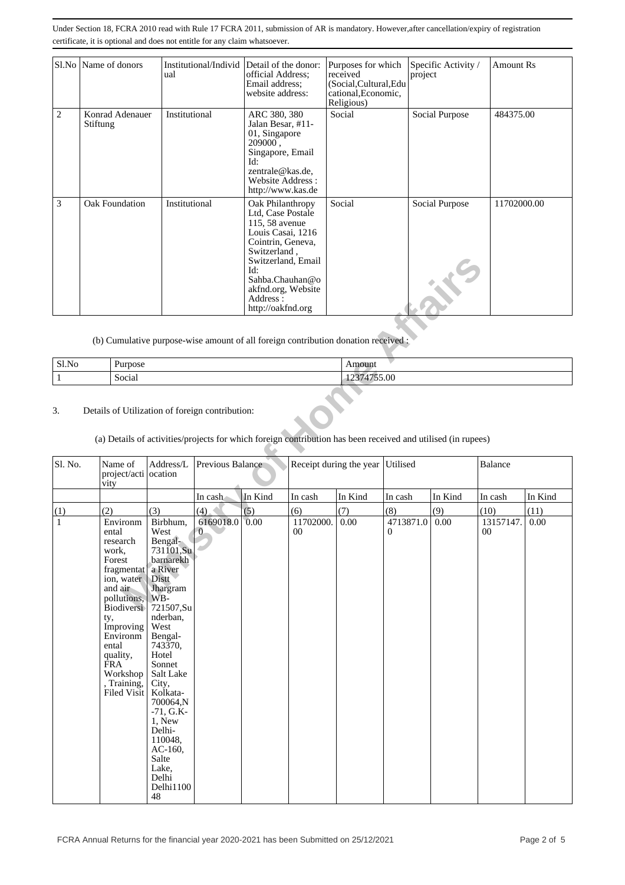Under Section 18, FCRA 2010 read with Rule 17 FCRA 2011, submission of AR is mandatory. However,after cancellation/expiry of registration certificate, it is optional and does not entitle for any claim whatsoever.

| Sl.No | Name of donors | Institutional/Individual | Detail of the donor: official Address; Email address; website address: | Purposes for which received (Social,Cultural,Educational,Economic, Religious) | Specific Activity / project | Amount Rs |
|---|---|---|---|---|---|---|
| 2 | Konrad Adenauer Stiftung | Institutional | ARC 380, 380 Jalan Besar, #11-01, Singapore 209000 , Singapore, Email Id: zentrale@kas.de, Website Address : http://www.kas.de | Social | Social Purpose | 484375.00 |
| 3 | Oak Foundation | Institutional | Oak Philanthropy Ltd, Case Postale 115, 58 avenue Louis Casai, 1216 Cointrin, Geneva, Switzerland , Switzerland, Email Id: Sahba.Chauhan@oakfnd.org, Website Address : http://oakfnd.org | Social | Social Purpose | 11702000.00 |

(b) Cumulative purpose-wise amount of all foreign contribution donation received :

| Sl.No | Purpose | Amount |
|---|---|---|
| 1 | Social | 12374755.00 |

3. Details of Utilization of foreign contribution:

(a) Details of activities/projects for which foreign contribution has been received and utilised (in rupees)

| Sl. No. | Name of project/activity | Address/Location | Previous Balance | | Receipt during the year | | Utilised | | Balance | |
|---|---|---|---|---|---|---|---|---|---|---|
| | | | In cash | In Kind | In cash | In Kind | In cash | In Kind | In cash | In Kind |
| (1) | (2) | (3) | (4) | (5) | (6) | (7) | (8) | (9) | (10) | (11) |
| 1 | Environmental research work, Forest fragmentation, water and air pollutions, Biodiversity, Improving Environmental quality, FRA Workshop, Training, Filed Visit | Birbhum, West Bengal-731101,Subarnarekha River Distt Jhargram WB-721507,Sunderban, West Bengal-743370, Hotel Sonnet Salt Lake City, Kolkata-700064,N-71, G.K-1, New Delhi-110048, AC-160, Salte Lake, Delhi Delhi110048 | 6169018.00 | 0.00 | 11702000.00 | 0.00 | 4713871.00 | 0.00 | 13157147.00 | 0.00 |

FCRA Annual Returns for the financial year 2020-2021 has been Submitted on 25/12/2021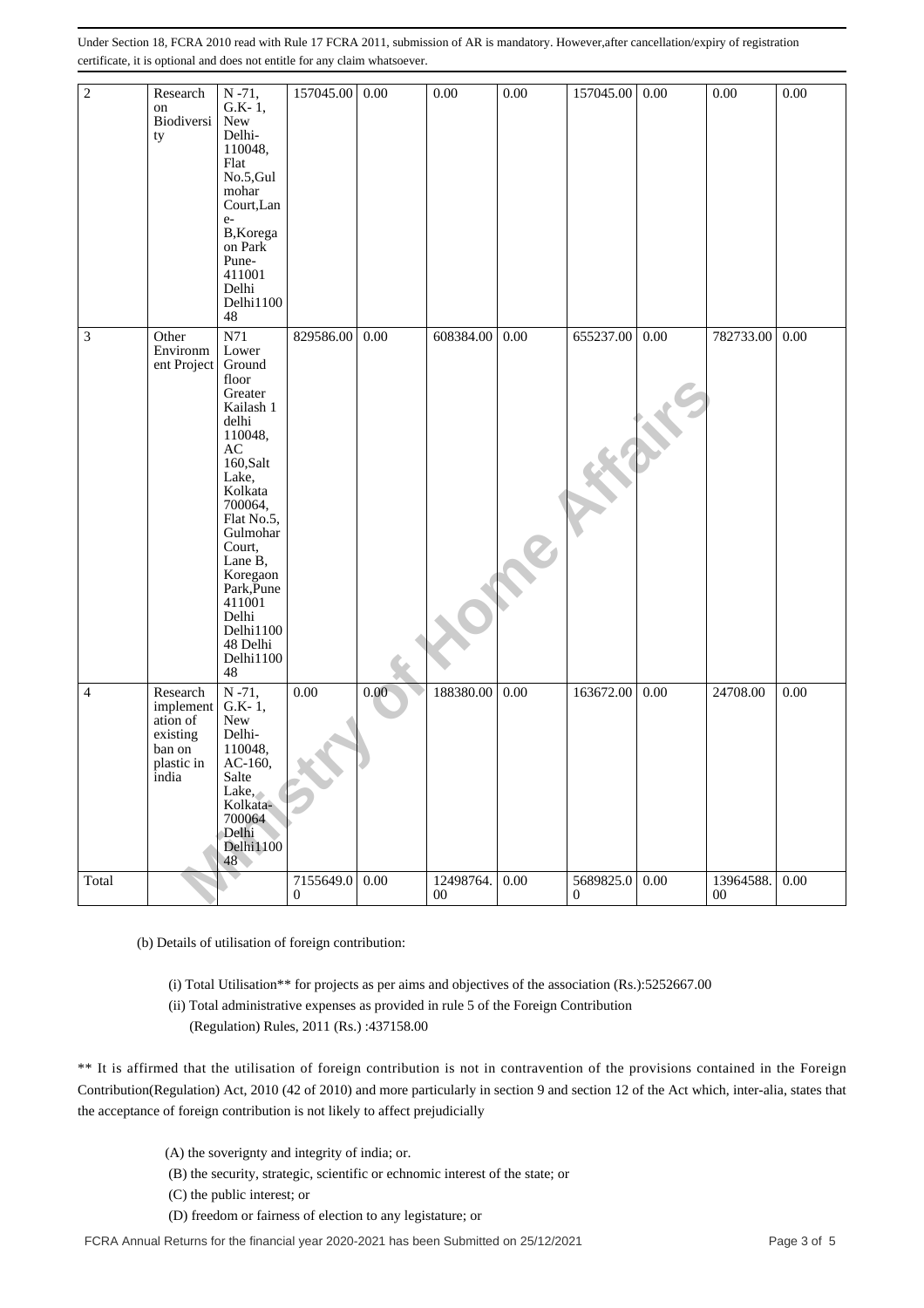Under Section 18, FCRA 2010 read with Rule 17 FCRA 2011, submission of AR is mandatory. However,after cancellation/expiry of registration certificate, it is optional and does not entitle for any claim whatsoever.

| | | | | | | | | | | |
|---|---|---|---|---|---|---|---|---|---|---|
| 2 | Research on Biodiversity | N -71, G.K- 1, New Delhi-110048, Flat No.5,Gulmohar Court,Lane-B,Koregaon Park Pune-411001 Delhi Delhi110048 | 157045.00 | 0.00 | 0.00 | 0.00 | 157045.00 | 0.00 | 0.00 | 0.00 |
| 3 | Other Environment Project | N71 Lower Ground floor Greater Kailash 1 delhi 110048, AC 160,Salt Lake, Kolkata 700064, Flat No.5, Gulmohar Court, Lane B, Koregaon Park,Pune 411001 Delhi Delhi110048 Delhi Delhi110048 | 829586.00 | 0.00 | 608384.00 | 0.00 | 655237.00 | 0.00 | 782733.00 | 0.00 |
| 4 | Research implementation of existing ban on plastic in india | N -71, G.K- 1, New Delhi-110048, AC-160, Salte Lake, Kolkata-700064 Delhi Delhi110048 | 0.00 | 0.00 | 188380.00 | 0.00 | 163672.00 | 0.00 | 24708.00 | 0.00 |
| Total | | | 7155649.00 | 0.00 | 12498764.00 | 0.00 | 5689825.00 | 0.00 | 13964588.00 | 0.00 |

(b) Details of utilisation of foreign contribution:

(i) Total Utilisation** for projects as per aims and objectives of the association (Rs.):5252667.00

(ii) Total administrative expenses as provided in rule 5 of the Foreign Contribution (Regulation) Rules, 2011 (Rs.) :437158.00

** It is affirmed that the utilisation of foreign contribution is not in contravention of the provisions contained in the Foreign Contribution(Regulation) Act, 2010 (42 of 2010) and more particularly in section 9 and section 12 of the Act which, inter-alia, states that the acceptance of foreign contribution is not likely to affect prejudicially

(A) the soverignty and integrity of india; or.

(B) the security, strategic, scientific or echnomic interest of the state; or

(C) the public interest; or

(D) freedom or fairness of election to any legistature; or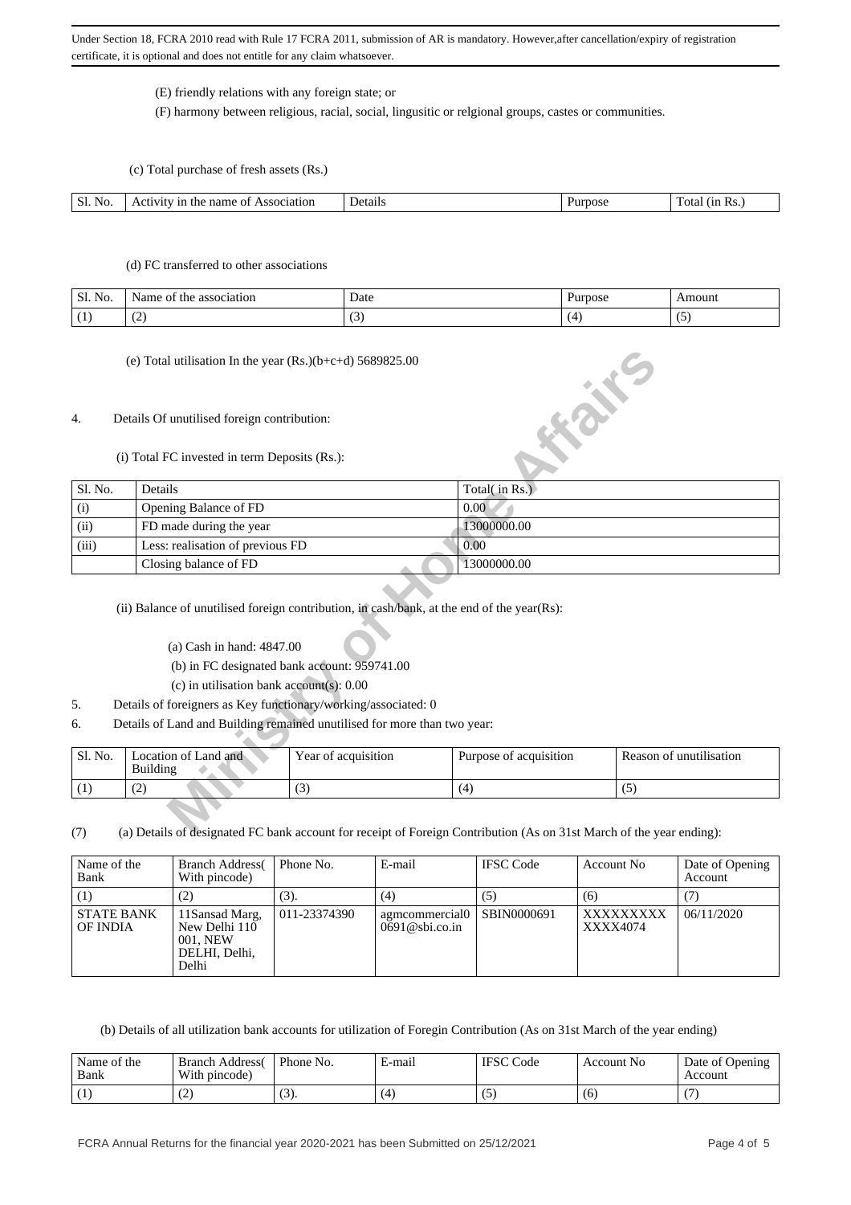Under Section 18, FCRA 2010 read with Rule 17 FCRA 2011, submission of AR is mandatory. However,after cancellation/expiry of registration certificate, it is optional and does not entitle for any claim whatsoever.

(E) friendly relations with any foreign state; or

(F) harmony between religious, racial, social, lingusitic or relgional groups, castes or communities.

(c) Total purchase of fresh assets (Rs.)

| Sl. No. | Activity in the name of Association | Details | Purpose | Total (in Rs.) |
|---|---|---|---|---|

(d) FC transferred to other associations

| Sl. No. | Name of the association | Date | Purpose | Amount |
|---|---|---|---|---|
| (1) | (2) | (3) | (4) | (5) |

(e) Total utilisation In the year (Rs.)(b+c+d) 5689825.00

4. Details Of unutilised foreign contribution:

(i) Total FC invested in term Deposits (Rs.):

| Sl. No. | Details | Total( in Rs.) |
|---|---|---|
| (i) | Opening Balance of FD | 0.00 |
| (ii) | FD made during the year | 13000000.00 |
| (iii) | Less: realisation of previous FD | 0.00 |
| | Closing balance of FD | 13000000.00 |

(ii) Balance of unutilised foreign contribution, in cash/bank, at the end of the year(Rs):

(a) Cash in hand: 4847.00

(b) in FC designated bank account: 959741.00

(c) in utilisation bank account(s): 0.00

5. Details of foreigners as Key functionary/working/associated: 0

6. Details of Land and Building remained unutilised for more than two year:

| Sl. No. | Location of Land and Building | Year of acquisition | Purpose of acquisition | Reason of unutilisation |
|---|---|---|---|---|
| (1) | (2) | (3) | (4) | (5) |

(7) (a) Details of designated FC bank account for receipt of Foreign Contribution (As on 31st March of the year ending):

| Name of the Bank | Branch Address( With pincode) | Phone No. | E-mail | IFSC Code | Account No | Date of Opening Account |
|---|---|---|---|---|---|---|
| (1) | (2) | (3). | (4) | (5) | (6) | (7) |
| STATE BANK OF INDIA | 11Sansad Marg, New Delhi 110 001, NEW DELHI, Delhi, Delhi | 011-23374390 | agmcommercial0 0691@sbi.co.in | SBIN0000691 | XXXXXXXXX XXXX4074 | 06/11/2020 |

(b) Details of all utilization bank accounts for utilization of Foregin Contribution (As on 31st March of the year ending)

| Name of the Bank | Branch Address( With pincode) | Phone No. | E-mail | IFSC Code | Account No | Date of Opening Account |
|---|---|---|---|---|---|---|
| (1) | (2) | (3). | (4) | (5) | (6) | (7) |

FCRA Annual Returns for the financial year 2020-2021 has been Submitted on 25/12/2021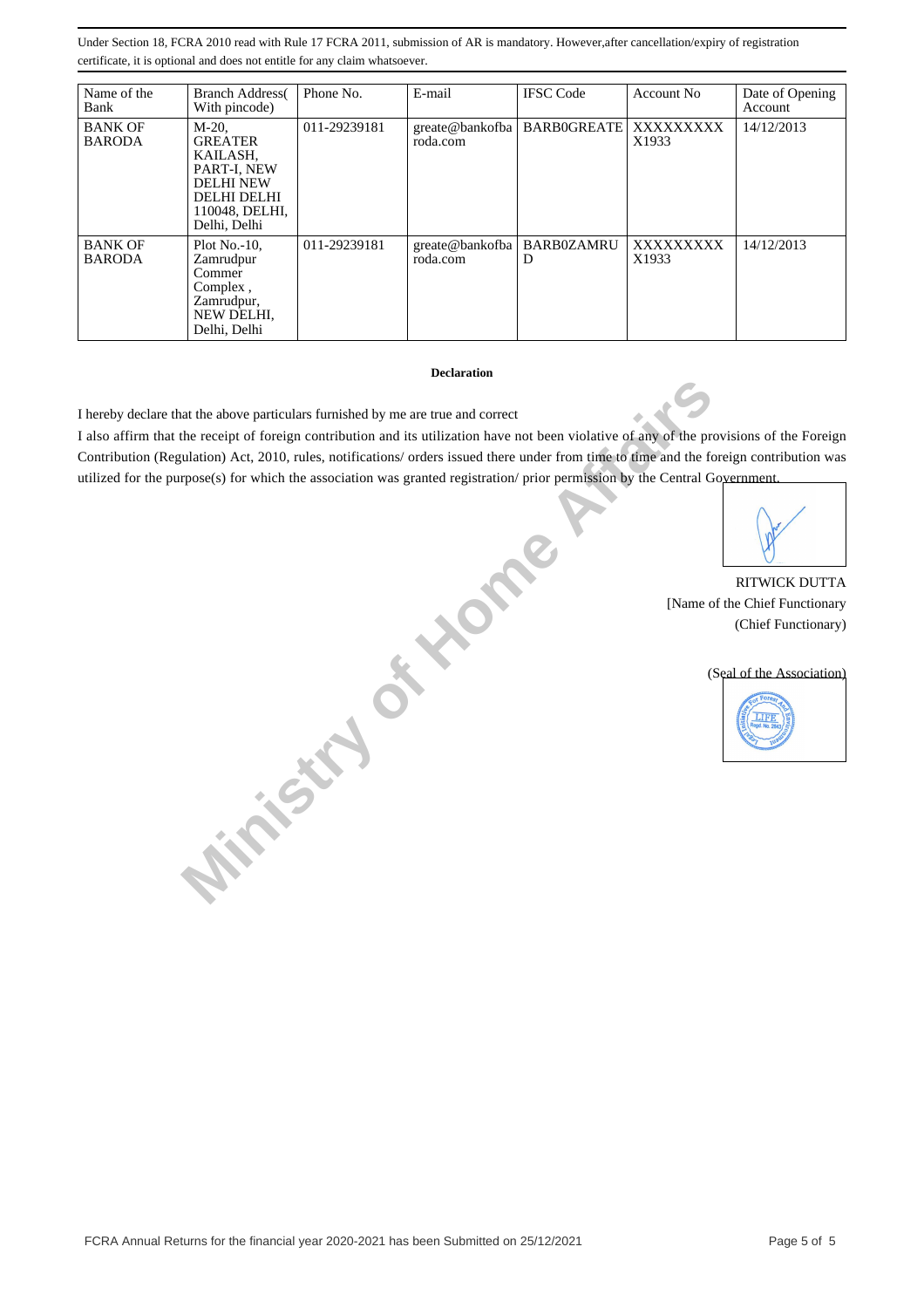Under Section 18, FCRA 2010 read with Rule 17 FCRA 2011, submission of AR is mandatory. However,after cancellation/expiry of registration certificate, it is optional and does not entitle for any claim whatsoever.

| Name of the Bank | Branch Address( With pincode) | Phone No. | E-mail | IFSC Code | Account No | Date of Opening Account |
|---|---|---|---|---|---|---|
| BANK OF BARODA | M-20, GREATER KAILASH, PART-I, NEW DELHI NEW DELHI DELHI 110048, DELHI, Delhi, Delhi | 011-29239181 | greate@bankofbaroda.com | BARB0GREATE | XXXXXXXXX1933 | 14/12/2013 |
| BANK OF BARODA | Plot No.-10, Zamrudpur Commer Complex , Zamrudpur, NEW DELHI, Delhi, Delhi | 011-29239181 | greate@bankofbaroda.com | BARB0ZAMRUD | XXXXXXXXX1933 | 14/12/2013 |

**Declaration**

I hereby declare that the above particulars furnished by me are true and correct

I also affirm that the receipt of foreign contribution and its utilization have not been violative of any of the provisions of the Foreign Contribution (Regulation) Act, 2010, rules, notifications/ orders issued there under from time to time and the foreign contribution was utilized for the purpose(s) for which the association was granted registration/ prior permission by the Central Government.

RITWICK DUTTA
[Name of the Chief Functionary
(Chief Functionary)

(Seal of the Association)

FCRA Annual Returns for the financial year 2020-2021 has been Submitted on 25/12/2021